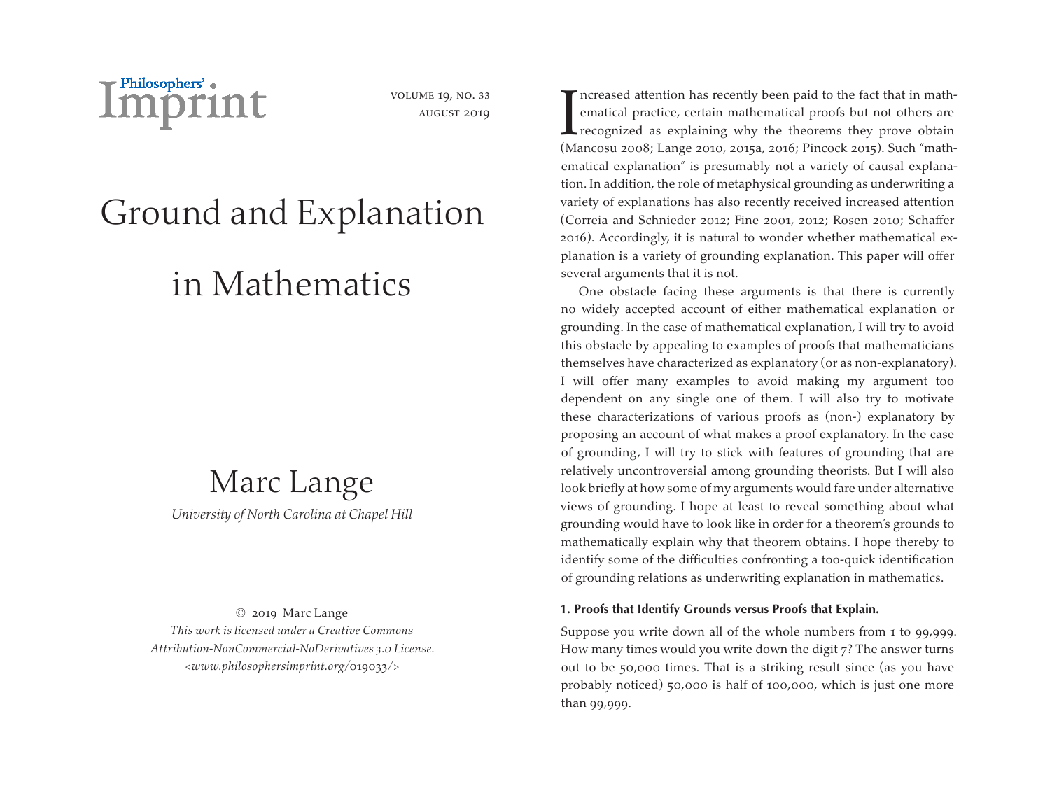# Ground and Explanation in Mathematics

## Marc Lange

*University of North Carolina at Chapel Hill*

© 2019 Marc Lange
*This work is licensed under a Creative Commons Attribution-NonCommercial-NoDerivatives 3.0 License.*
*<www.philosophersimprint.org/019033/>*

Increased attention has recently been paid to the fact that in mathematical practice, certain mathematical proofs but not others are recognized as explaining why the theorems they prove obtain (Mancosu 2008; Lange 2010, 2015a, 2016; Pincock 2015). Such "mathematical explanation" is presumably not a variety of causal explanation. In addition, the role of metaphysical grounding as underwriting a variety of explanations has also recently received increased attention (Correia and Schnieder 2012; Fine 2001, 2012; Rosen 2010; Schaffer 2016). Accordingly, it is natural to wonder whether mathematical explanation is a variety of grounding explanation. This paper will offer several arguments that it is not.

One obstacle facing these arguments is that there is currently no widely accepted account of either mathematical explanation or grounding. In the case of mathematical explanation, I will try to avoid this obstacle by appealing to examples of proofs that mathematicians themselves have characterized as explanatory (or as non-explanatory). I will offer many examples to avoid making my argument too dependent on any single one of them. I will also try to motivate these characterizations of various proofs as (non-) explanatory by proposing an account of what makes a proof explanatory. In the case of grounding, I will try to stick with features of grounding that are relatively uncontroversial among grounding theorists. But I will also look briefly at how some of my arguments would fare under alternative views of grounding. I hope at least to reveal something about what grounding would have to look like in order for a theorem's grounds to mathematically explain why that theorem obtains. I hope thereby to identify some of the difficulties confronting a too-quick identification of grounding relations as underwriting explanation in mathematics.

### 1. Proofs that Identify Grounds versus Proofs that Explain.

Suppose you write down all of the whole numbers from 1 to 99,999. How many times would you write down the digit 7? The answer turns out to be 50,000 times. That is a striking result since (as you have probably noticed) 50,000 is half of 100,000, which is just one more than 99,999.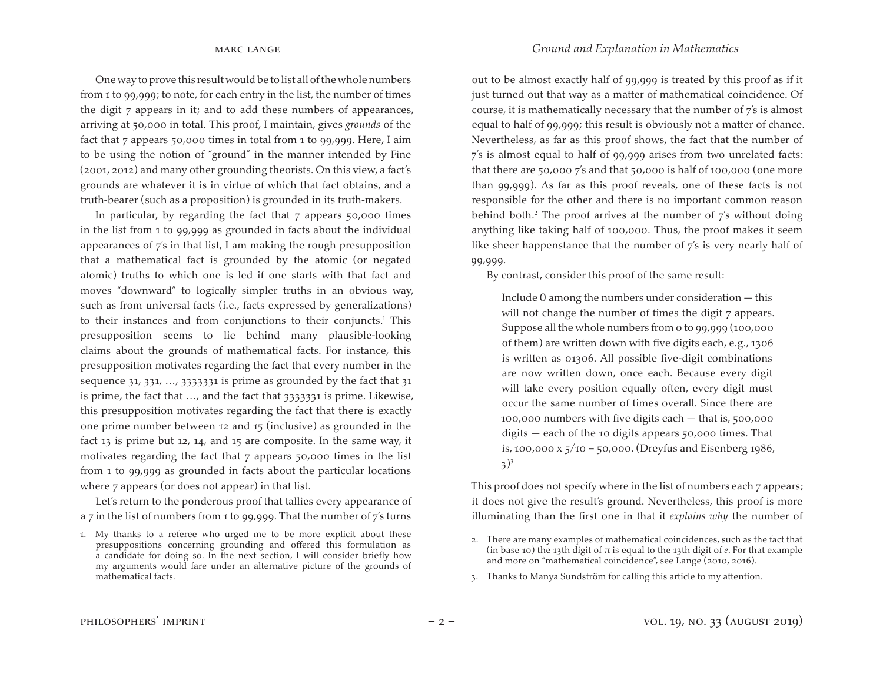One way to prove this result would be to list all of the whole numbers from 1 to 99,999; to note, for each entry in the list, the number of times the digit 7 appears in it; and to add these numbers of appearances, arriving at 50,000 in total. This proof, I maintain, gives *grounds* of the fact that 7 appears 50,000 times in total from 1 to 99,999. Here, I aim to be using the notion of "ground" in the manner intended by Fine (2001, 2012) and many other grounding theorists. On this view, a fact's grounds are whatever it is in virtue of which that fact obtains, and a truth-bearer (such as a proposition) is grounded in its truth-makers.

In particular, by regarding the fact that 7 appears 50,000 times in the list from 1 to 99,999 as grounded in facts about the individual appearances of 7's in that list, I am making the rough presupposition that a mathematical fact is grounded by the atomic (or negated atomic) truths to which one is led if one starts with that fact and moves "downward" to logically simpler truths in an obvious way, such as from universal facts (i.e., facts expressed by generalizations) to their instances and from conjunctions to their conjuncts.[1] This presupposition seems to lie behind many plausible-looking claims about the grounds of mathematical facts. For instance, this presupposition motivates regarding the fact that every number in the sequence 31, 331, …, 3333331 is prime as grounded by the fact that 31 is prime, the fact that …, and the fact that 3333331 is prime. Likewise, this presupposition motivates regarding the fact that there is exactly one prime number between 12 and 15 (inclusive) as grounded in the fact 13 is prime but 12, 14, and 15 are composite. In the same way, it motivates regarding the fact that 7 appears 50,000 times in the list from 1 to 99,999 as grounded in facts about the particular locations where 7 appears (or does not appear) in that list.

Let's return to the ponderous proof that tallies every appearance of a 7 in the list of numbers from 1 to 99,999. That the number of 7's turns out to be almost exactly half of 99,999 is treated by this proof as if it just turned out that way as a matter of mathematical coincidence. Of course, it is mathematically necessary that the number of 7's is almost equal to half of 99,999; this result is obviously not a matter of chance. Nevertheless, as far as this proof shows, the fact that the number of 7's is almost equal to half of 99,999 arises from two unrelated facts: that there are 50,000 7's and that 50,000 is half of 100,000 (one more than 99,999). As far as this proof reveals, one of these facts is not responsible for the other and there is no important common reason behind both.[2] The proof arrives at the number of 7's without doing anything like taking half of 100,000. Thus, the proof makes it seem like sheer happenstance that the number of 7's is very nearly half of 99,999.

By contrast, consider this proof of the same result:

> Include 0 among the numbers under consideration — this will not change the number of times the digit 7 appears. Suppose all the whole numbers from 0 to 99,999 (100,000 of them) are written down with five digits each, e.g., 1306 is written as 01306. All possible five-digit combinations are now written down, once each. Because every digit will take every position equally often, every digit must occur the same number of times overall. Since there are 100,000 numbers with five digits each — that is, 500,000 digits — each of the 10 digits appears 50,000 times. That is, $100{,}000 \times 5/10 = 50{,}000$. (Dreyfus and Eisenberg 1986, 3)[3]

This proof does not specify where in the list of numbers each 7 appears; it does not give the result's ground. Nevertheless, this proof is more illuminating than the first one in that it *explains why* the number of

1. My thanks to a referee who urged me to be more explicit about these presuppositions concerning grounding and offered this formulation as a candidate for doing so. In the next section, I will consider briefly how my arguments would fare under an alternative picture of the grounds of mathematical facts.

2. There are many examples of mathematical coincidences, such as the fact that (in base 10) the 13th digit of $\pi$ is equal to the 13th digit of $e$. For that example and more on "mathematical coincidence", see Lange (2010, 2016).

3. Thanks to Manya Sundström for calling this article to my attention.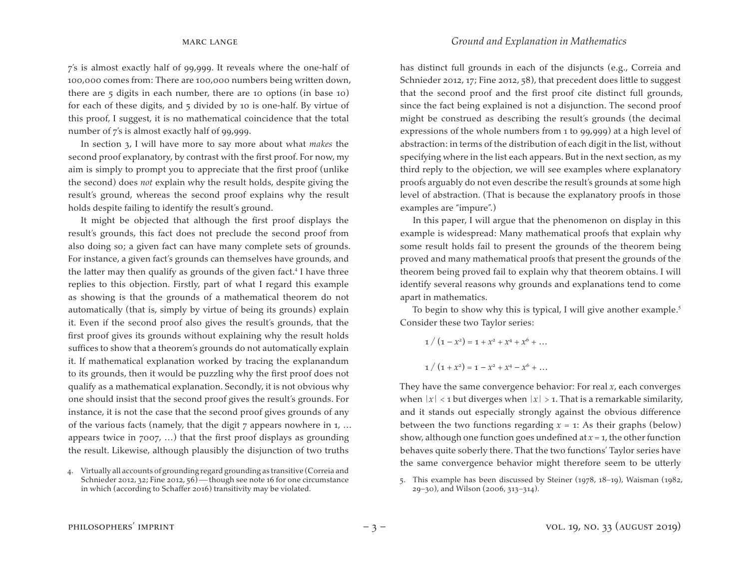7's is almost exactly half of 99,999. It reveals where the one-half of 100,000 comes from: There are 100,000 numbers being written down, there are 5 digits in each number, there are 10 options (in base 10) for each of these digits, and 5 divided by 10 is one-half. By virtue of this proof, I suggest, it is no mathematical coincidence that the total number of 7's is almost exactly half of 99,999.

In section 3, I will have more to say more about what *makes* the second proof explanatory, by contrast with the first proof. For now, my aim is simply to prompt you to appreciate that the first proof (unlike the second) does *not* explain why the result holds, despite giving the result's ground, whereas the second proof explains why the result holds despite failing to identify the result's ground.

It might be objected that although the first proof displays the result's grounds, this fact does not preclude the second proof from also doing so; a given fact can have many complete sets of grounds. For instance, a given fact's grounds can themselves have grounds, and the latter may then qualify as grounds of the given fact.[4] I have three replies to this objection. Firstly, part of what I regard this example as showing is that the grounds of a mathematical theorem do not automatically (that is, simply by virtue of being its grounds) explain it. Even if the second proof also gives the result's grounds, that the first proof gives its grounds without explaining why the result holds suffices to show that a theorem's grounds do not automatically explain it. If mathematical explanation worked by tracing the explanandum to its grounds, then it would be puzzling why the first proof does not qualify as a mathematical explanation. Secondly, it is not obvious why one should insist that the second proof gives the result's grounds. For instance, it is not the case that the second proof gives grounds of any of the various facts (namely, that the digit 7 appears nowhere in 1, … appears twice in 7007, …) that the first proof displays as grounding the result. Likewise, although plausibly the disjunction of two truths has distinct full grounds in each of the disjuncts (e.g., Correia and Schnieder 2012, 17; Fine 2012, 58), that precedent does little to suggest that the second proof and the first proof cite distinct full grounds, since the fact being explained is not a disjunction. The second proof might be construed as describing the result's grounds (the decimal expressions of the whole numbers from 1 to 99,999) at a high level of abstraction: in terms of the distribution of each digit in the list, without specifying where in the list each appears. But in the next section, as my third reply to the objection, we will see examples where explanatory proofs arguably do not even describe the result's grounds at some high level of abstraction. (That is because the explanatory proofs in those examples are "impure".)

In this paper, I will argue that the phenomenon on display in this example is widespread: Many mathematical proofs that explain why some result holds fail to present the grounds of the theorem being proved and many mathematical proofs that present the grounds of the theorem being proved fail to explain why that theorem obtains. I will identify several reasons why grounds and explanations tend to come apart in mathematics.

To begin to show why this is typical, I will give another example.[5] Consider these two Taylor series:

$$1 / (1 - x^2) = 1 + x^2 + x^4 + x^6 + \ldots$$

$$1 / (1 + x^2) = 1 - x^2 + x^4 - x^6 + \ldots$$

They have the same convergence behavior: For real $x$, each converges when $|x| < 1$ but diverges when $|x| > 1$. That is a remarkable similarity, and it stands out especially strongly against the obvious difference between the two functions regarding $x = 1$: As their graphs (below) show, although one function goes undefined at $x = 1$, the other function behaves quite soberly there. That the two functions' Taylor series have the same convergence behavior might therefore seem to be utterly

4. Virtually all accounts of grounding regard grounding as transitive (Correia and Schnieder 2012, 32; Fine 2012, 56) — though see note 16 for one circumstance in which (according to Schaffer 2016) transitivity may be violated.

5. This example has been discussed by Steiner (1978, 18–19), Waisman (1982, 29–30), and Wilson (2006, 313–314).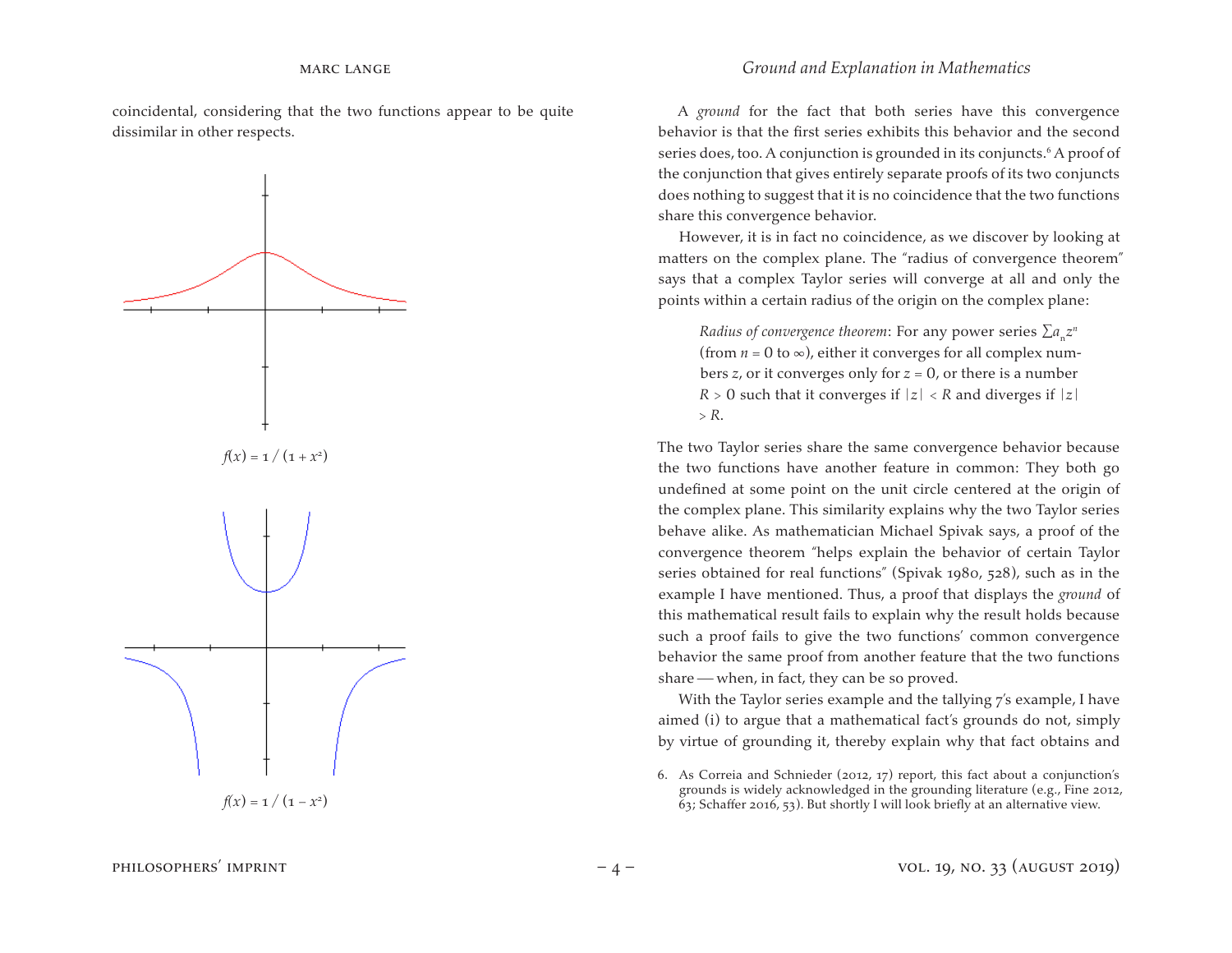coincidental, considering that the two functions appear to be quite dissimilar in other respects.

$f(x) = 1 / (1 + x^2)$

$f(x) = 1 / (1 - x^2)$

A *ground* for the fact that both series have this convergence behavior is that the first series exhibits this behavior and the second series does, too. A conjunction is grounded in its conjuncts.[6] A proof of the conjunction that gives entirely separate proofs of its two conjuncts does nothing to suggest that it is no coincidence that the two functions share this convergence behavior.

However, it is in fact no coincidence, as we discover by looking at matters on the complex plane. The "radius of convergence theorem" says that a complex Taylor series will converge at all and only the points within a certain radius of the origin on the complex plane:

> *Radius of convergence theorem*: For any power series $\sum a_n z^n$ (from $n = 0$ to $\infty$), either it converges for all complex numbers $z$, or it converges only for $z = 0$, or there is a number $R > 0$ such that it converges if $|z| < R$ and diverges if $|z| > R$.

The two Taylor series share the same convergence behavior because the two functions have another feature in common: They both go undefined at some point on the unit circle centered at the origin of the complex plane. This similarity explains why the two Taylor series behave alike. As mathematician Michael Spivak says, a proof of the convergence theorem "helps explain the behavior of certain Taylor series obtained for real functions" (Spivak 1980, 528), such as in the example I have mentioned. Thus, a proof that displays the *ground* of this mathematical result fails to explain why the result holds because such a proof fails to give the two functions' common convergence behavior the same proof from another feature that the two functions share — when, in fact, they can be so proved.

With the Taylor series example and the tallying 7's example, I have aimed (i) to argue that a mathematical fact's grounds do not, simply by virtue of grounding it, thereby explain why that fact obtains and

6. As Correia and Schnieder (2012, 17) report, this fact about a conjunction's grounds is widely acknowledged in the grounding literature (e.g., Fine 2012, 63; Schaffer 2016, 53). But shortly I will look briefly at an alternative view.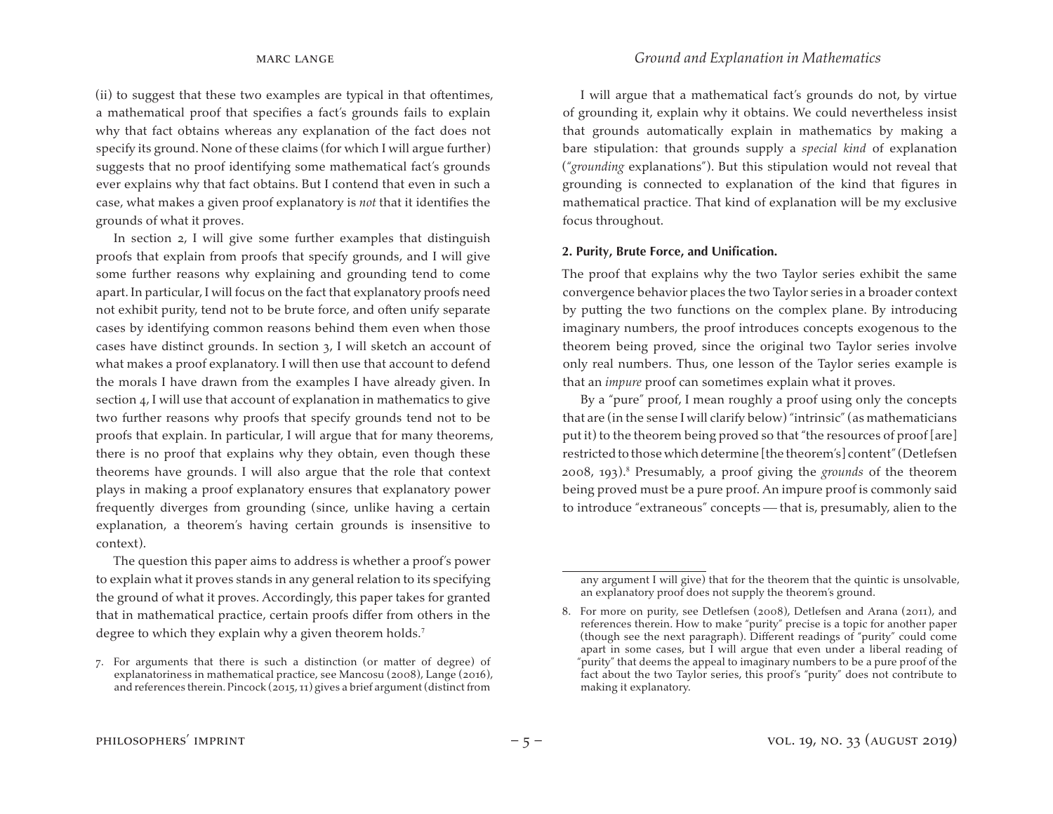(ii) to suggest that these two examples are typical in that oftentimes, a mathematical proof that specifies a fact's grounds fails to explain why that fact obtains whereas any explanation of the fact does not specify its ground. None of these claims (for which I will argue further) suggests that no proof identifying some mathematical fact's grounds ever explains why that fact obtains. But I contend that even in such a case, what makes a given proof explanatory is *not* that it identifies the grounds of what it proves.

In section 2, I will give some further examples that distinguish proofs that explain from proofs that specify grounds, and I will give some further reasons why explaining and grounding tend to come apart. In particular, I will focus on the fact that explanatory proofs need not exhibit purity, tend not to be brute force, and often unify separate cases by identifying common reasons behind them even when those cases have distinct grounds. In section 3, I will sketch an account of what makes a proof explanatory. I will then use that account to defend the morals I have drawn from the examples I have already given. In section 4, I will use that account of explanation in mathematics to give two further reasons why proofs that specify grounds tend not to be proofs that explain. In particular, I will argue that for many theorems, there is no proof that explains why they obtain, even though these theorems have grounds. I will also argue that the role that context plays in making a proof explanatory ensures that explanatory power frequently diverges from grounding (since, unlike having a certain explanation, a theorem's having certain grounds is insensitive to context).

The question this paper aims to address is whether a proof's power to explain what it proves stands in any general relation to its specifying the ground of what it proves. Accordingly, this paper takes for granted that in mathematical practice, certain proofs differ from others in the degree to which they explain why a given theorem holds.[7]

7. For arguments that there is such a distinction (or matter of degree) of explanatoriness in mathematical practice, see Mancosu (2008), Lange (2016), and references therein. Pincock (2015, 11) gives a brief argument (distinct from any argument I will give) that for the theorem that the quintic is unsolvable, an explanatory proof does not supply the theorem's ground.

I will argue that a mathematical fact's grounds do not, by virtue of grounding it, explain why it obtains. We could nevertheless insist that grounds automatically explain in mathematics by making a bare stipulation: that grounds supply a *special kind* of explanation ("*grounding* explanations"). But this stipulation would not reveal that grounding is connected to explanation of the kind that figures in mathematical practice. That kind of explanation will be my exclusive focus throughout.

**2. Purity, Brute Force, and Unification.**

The proof that explains why the two Taylor series exhibit the same convergence behavior places the two Taylor series in a broader context by putting the two functions on the complex plane. By introducing imaginary numbers, the proof introduces concepts exogenous to the theorem being proved, since the original two Taylor series involve only real numbers. Thus, one lesson of the Taylor series example is that an *impure* proof can sometimes explain what it proves.

By a "pure" proof, I mean roughly a proof using only the concepts that are (in the sense I will clarify below) "intrinsic" (as mathematicians put it) to the theorem being proved so that "the resources of proof [are] restricted to those which determine [the theorem's] content" (Detlefsen 2008, 193).[8] Presumably, a proof giving the *grounds* of the theorem being proved must be a pure proof. An impure proof is commonly said to introduce "extraneous" concepts — that is, presumably, alien to the

8. For more on purity, see Detlefsen (2008), Detlefsen and Arana (2011), and references therein. How to make "purity" precise is a topic for another paper (though see the next paragraph). Different readings of "purity" could come apart in some cases, but I will argue that even under a liberal reading of "purity" that deems the appeal to imaginary numbers to be a pure proof of the fact about the two Taylor series, this proof's "purity" does not contribute to making it explanatory.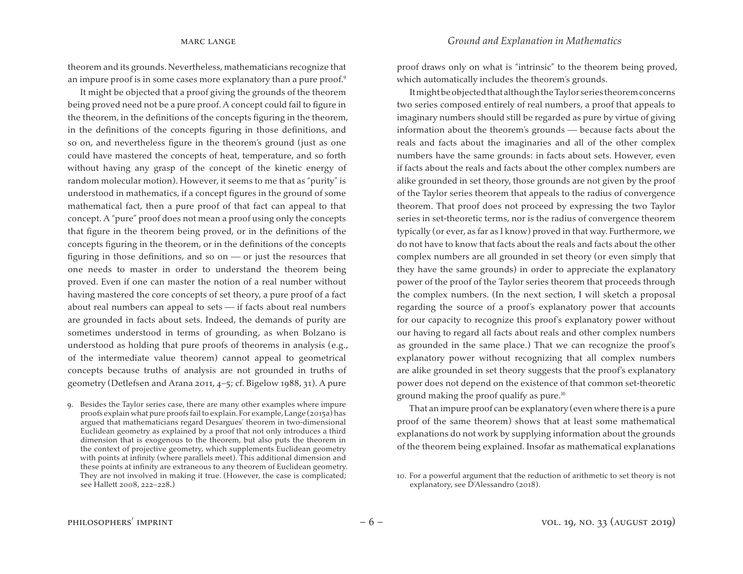theorem and its grounds. Nevertheless, mathematicians recognize that an impure proof is in some cases more explanatory than a pure proof.[9]

It might be objected that a proof giving the grounds of the theorem being proved need not be a pure proof. A concept could fail to figure in the theorem, in the definitions of the concepts figuring in the theorem, in the definitions of the concepts figuring in those definitions, and so on, and nevertheless figure in the theorem's ground (just as one could have mastered the concepts of heat, temperature, and so forth without having any grasp of the concept of the kinetic energy of random molecular motion). However, it seems to me that as "purity" is understood in mathematics, if a concept figures in the ground of some mathematical fact, then a pure proof of that fact can appeal to that concept. A "pure" proof does not mean a proof using only the concepts that figure in the theorem being proved, or in the definitions of the concepts figuring in the theorem, or in the definitions of the concepts figuring in those definitions, and so on — or just the resources that one needs to master in order to understand the theorem being proved. Even if one can master the notion of a real number without having mastered the core concepts of set theory, a pure proof of a fact about real numbers can appeal to sets — if facts about real numbers are grounded in facts about sets. Indeed, the demands of purity are sometimes understood in terms of grounding, as when Bolzano is understood as holding that pure proofs of theorems in analysis (e.g., of the intermediate value theorem) cannot appeal to geometrical concepts because truths of analysis are not grounded in truths of geometry (Detlefsen and Arana 2011, 4–5; cf. Bigelow 1988, 31). A pure proof draws only on what is "intrinsic" to the theorem being proved, which automatically includes the theorem's grounds.

It might be objected that although the Taylor series theorem concerns two series composed entirely of real numbers, a proof that appeals to imaginary numbers should still be regarded as pure by virtue of giving information about the theorem's grounds — because facts about the reals and facts about the imaginaries and all of the other complex numbers have the same grounds: in facts about sets. However, even if facts about the reals and facts about the other complex numbers are alike grounded in set theory, those grounds are not given by the proof of the Taylor series theorem that appeals to the radius of convergence theorem. That proof does not proceed by expressing the two Taylor series in set-theoretic terms, nor is the radius of convergence theorem typically (or ever, as far as I know) proved in that way. Furthermore, we do not have to know that facts about the reals and facts about the other complex numbers are all grounded in set theory (or even simply that they have the same grounds) in order to appreciate the explanatory power of the proof of the Taylor series theorem that proceeds through the complex numbers. (In the next section, I will sketch a proposal regarding the source of a proof's explanatory power that accounts for our capacity to recognize this proof's explanatory power without our having to regard all facts about reals and other complex numbers as grounded in the same place.) That we can recognize the proof's explanatory power without recognizing that all complex numbers are alike grounded in set theory suggests that the proof's explanatory power does not depend on the existence of that common set-theoretic ground making the proof qualify as pure.[10]

That an impure proof can be explanatory (even where there is a pure proof of the same theorem) shows that at least some mathematical explanations do not work by supplying information about the grounds of the theorem being explained. Insofar as mathematical explanations

9. Besides the Taylor series case, there are many other examples where impure proofs explain what pure proofs fail to explain. For example, Lange (2015a) has argued that mathematicians regard Desargues' theorem in two-dimensional Euclidean geometry as explained by a proof that not only introduces a third dimension that is exogenous to the theorem, but also puts the theorem in the context of projective geometry, which supplements Euclidean geometry with points at infinity (where parallels meet). This additional dimension and these points at infinity are extraneous to any theorem of Euclidean geometry. They are not involved in making it true. (However, the case is complicated; see Hallett 2008, 222–228.)

10. For a powerful argument that the reduction of arithmetic to set theory is not explanatory, see D'Alessandro (2018).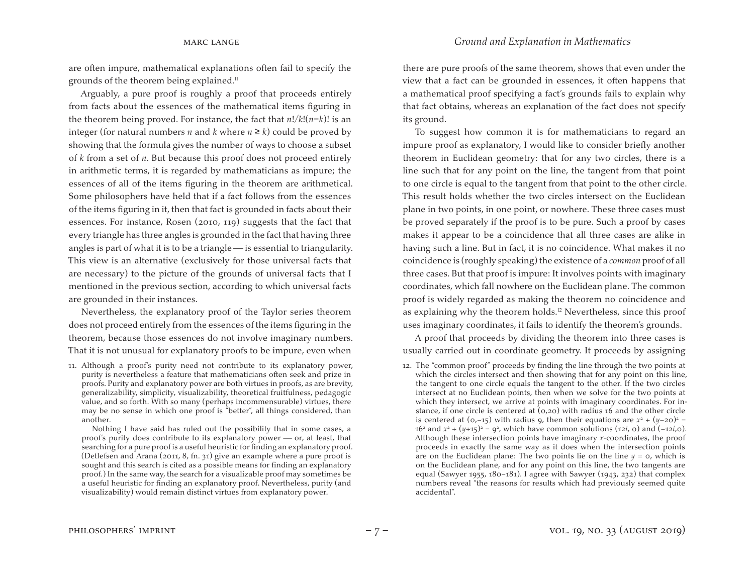are often impure, mathematical explanations often fail to specify the grounds of the theorem being explained.[11]

Arguably, a pure proof is roughly a proof that proceeds entirely from facts about the essences of the mathematical items figuring in the theorem being proved. For instance, the fact that $n!/k!(n-k)!$ is an integer (for natural numbers $n$ and $k$ where $n \geq k$) could be proved by showing that the formula gives the number of ways to choose a subset of $k$ from a set of $n$. But because this proof does not proceed entirely in arithmetic terms, it is regarded by mathematicians as impure; the essences of all of the items figuring in the theorem are arithmetical. Some philosophers have held that if a fact follows from the essences of the items figuring in it, then that fact is grounded in facts about their essences. For instance, Rosen (2010, 119) suggests that the fact that every triangle has three angles is grounded in the fact that having three angles is part of what it is to be a triangle — is essential to triangularity. This view is an alternative (exclusively for those universal facts that are necessary) to the picture of the grounds of universal facts that I mentioned in the previous section, according to which universal facts are grounded in their instances.

Nevertheless, the explanatory proof of the Taylor series theorem does not proceed entirely from the essences of the items figuring in the theorem, because those essences do not involve imaginary numbers. That it is not unusual for explanatory proofs to be impure, even when there are pure proofs of the same theorem, shows that even under the view that a fact can be grounded in essences, it often happens that a mathematical proof specifying a fact's grounds fails to explain why that fact obtains, whereas an explanation of the fact does not specify its ground.

To suggest how common it is for mathematicians to regard an impure proof as explanatory, I would like to consider briefly another theorem in Euclidean geometry: that for any two circles, there is a line such that for any point on the line, the tangent from that point to one circle is equal to the tangent from that point to the other circle. This result holds whether the two circles intersect on the Euclidean plane in two points, in one point, or nowhere. These three cases must be proved separately if the proof is to be pure. Such a proof by cases makes it appear to be a coincidence that all three cases are alike in having such a line. But in fact, it is no coincidence. What makes it no coincidence is (roughly speaking) the existence of a *common* proof of all three cases. But that proof is impure: It involves points with imaginary coordinates, which fall nowhere on the Euclidean plane. The common proof is widely regarded as making the theorem no coincidence and as explaining why the theorem holds.[12] Nevertheless, since this proof uses imaginary coordinates, it fails to identify the theorem's grounds.

A proof that proceeds by dividing the theorem into three cases is usually carried out in coordinate geometry. It proceeds by assigning

---

11. Although a proof's purity need not contribute to its explanatory power, purity is nevertheless a feature that mathematicians often seek and prize in proofs. Purity and explanatory power are both virtues in proofs, as are brevity, generalizability, simplicity, visualizability, theoretical fruitfulness, pedagogic value, and so forth. With so many (perhaps incommensurable) virtues, there may be no sense in which one proof is "better", all things considered, than another.

    Nothing I have said has ruled out the possibility that in some cases, a proof's purity does contribute to its explanatory power — or, at least, that searching for a pure proof is a useful heuristic for finding an explanatory proof. (Detlefsen and Arana (2011, 8, fn. 31) give an example where a pure proof is sought and this search is cited as a possible means for finding an explanatory proof.) In the same way, the search for a visualizable proof may sometimes be a useful heuristic for finding an explanatory proof. Nevertheless, purity (and visualizability) would remain distinct virtues from explanatory power.

12. The "common proof" proceeds by finding the line through the two points at which the circles intersect and then showing that for any point on this line, the tangent to one circle equals the tangent to the other. If the two circles intersect at no Euclidean points, then when we solve for the two points at which they intersect, we arrive at points with imaginary coordinates. For instance, if one circle is centered at (0,20) with radius 16 and the other circle is centered at (0,−15) with radius 9, then their equations are $x^2 + (y-20)^2 = 16^2$ and $x^2 + (y+15)^2 = 9^2$, which have common solutions $(12i, 0)$ and $(-12i, 0)$. Although these intersection points have imaginary $x$-coordinates, the proof proceeds in exactly the same way as it does when the intersection points are on the Euclidean plane: The two points lie on the line $y = 0$, which is on the Euclidean plane, and for any point on this line, the two tangents are equal (Sawyer 1955, 180–181). I agree with Sawyer (1943, 232) that complex numbers reveal "the reasons for results which had previously seemed quite accidental".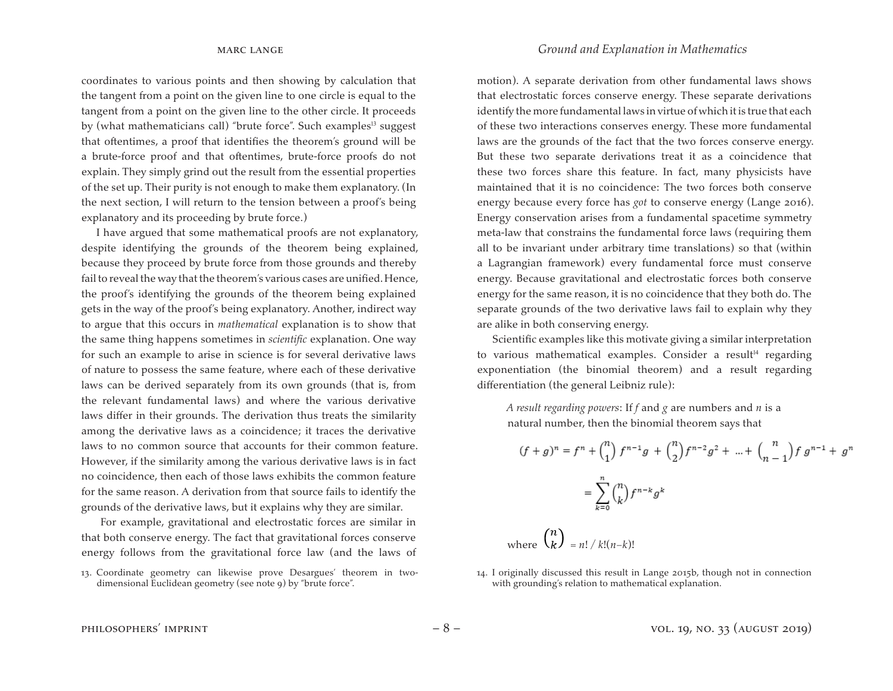coordinates to various points and then showing by calculation that the tangent from a point on the given line to one circle is equal to the tangent from a point on the given line to the other circle. It proceeds by (what mathematicians call) "brute force". Such examples[13] suggest that oftentimes, a proof that identifies the theorem's ground will be a brute-force proof and that oftentimes, brute-force proofs do not explain. They simply grind out the result from the essential properties of the set up. Their purity is not enough to make them explanatory. (In the next section, I will return to the tension between a proof's being explanatory and its proceeding by brute force.)

I have argued that some mathematical proofs are not explanatory, despite identifying the grounds of the theorem being explained, because they proceed by brute force from those grounds and thereby fail to reveal the way that the theorem's various cases are unified. Hence, the proof's identifying the grounds of the theorem being explained gets in the way of the proof's being explanatory. Another, indirect way to argue that this occurs in *mathematical* explanation is to show that the same thing happens sometimes in *scientific* explanation. One way for such an example to arise in science is for several derivative laws of nature to possess the same feature, where each of these derivative laws can be derived separately from its own grounds (that is, from the relevant fundamental laws) and where the various derivative laws differ in their grounds. The derivation thus treats the similarity among the derivative laws as a coincidence; it traces the derivative laws to no common source that accounts for their common feature. However, if the similarity among the various derivative laws is in fact no coincidence, then each of those laws exhibits the common feature for the same reason. A derivation from that source fails to identify the grounds of the derivative laws, but it explains why they are similar.

For example, gravitational and electrostatic forces are similar in that both conserve energy. The fact that gravitational forces conserve energy follows from the gravitational force law (and the laws of motion). A separate derivation from other fundamental laws shows that electrostatic forces conserve energy. These separate derivations identify the more fundamental laws in virtue of which it is true that each of these two interactions conserves energy. These more fundamental laws are the grounds of the fact that the two forces conserve energy. But these two separate derivations treat it as a coincidence that these two forces share this feature. In fact, many physicists have maintained that it is no coincidence: The two forces both conserve energy because every force has *got* to conserve energy (Lange 2016). Energy conservation arises from a fundamental spacetime symmetry meta-law that constrains the fundamental force laws (requiring them all to be invariant under arbitrary time translations) so that (within a Lagrangian framework) every fundamental force must conserve energy. Because gravitational and electrostatic forces both conserve energy for the same reason, it is no coincidence that they both do. The separate grounds of the two derivative laws fail to explain why they are alike in both conserving energy.

Scientific examples like this motivate giving a similar interpretation to various mathematical examples. Consider a result[14] regarding exponentiation (the binomial theorem) and a result regarding differentiation (the general Leibniz rule):

> *A result regarding powers*: If $f$ and $g$ are numbers and $n$ is a natural number, then the binomial theorem says that
>
> $$(f+g)^n = f^n + \binom{n}{1} f^{n-1}g + \binom{n}{2} f^{n-2}g^2 + \ldots + \binom{n}{n-1} f\,g^{n-1} + g^n$$
>
> $$= \sum_{k=0}^{n} \binom{n}{k} f^{n-k} g^k$$
>
> where $\binom{n}{k} = n!\,/\,k!(n-k)!$

13. Coordinate geometry can likewise prove Desargues' theorem in two-dimensional Euclidean geometry (see note 9) by "brute force".

14. I originally discussed this result in Lange 2015b, though not in connection with grounding's relation to mathematical explanation.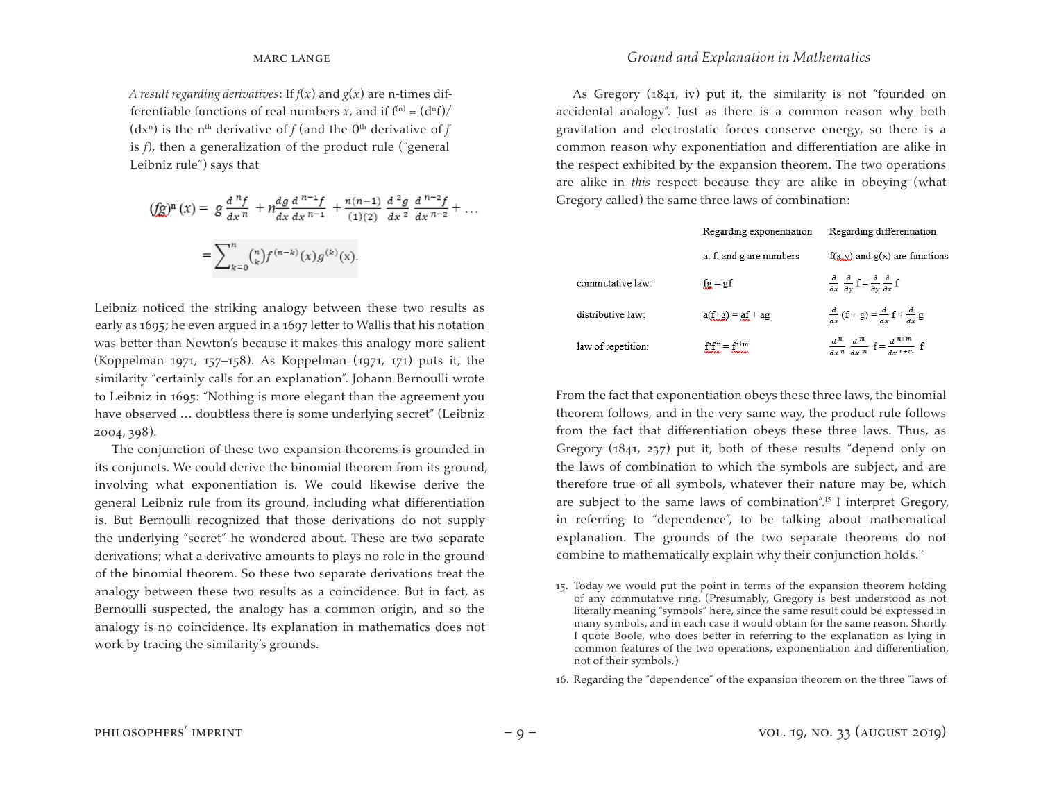*A result regarding derivatives*: If $f(x)$ and $g(x)$ are n-times differentiable functions of real numbers $x$, and if $f^{(n)} = (d^n f)/(dx^n)$ is the $n^{th}$ derivative of $f$ (and the $0^{th}$ derivative of $f$ is $f$), then a generalization of the product rule ("general Leibniz rule") says that

$$(fg)^n(x) = g\frac{d^n f}{dx^n} + n\frac{dg}{dx}\frac{d^{n-1}f}{dx^{n-1}} + \frac{n(n-1)}{(1)(2)}\frac{d^2 g}{dx^2}\frac{d^{n-2}f}{dx^{n-2}} + \dots$$

$$= \sum_{k=0}^{n} \binom{n}{k} f^{(n-k)}(x) g^{(k)}(x).$$

Leibniz noticed the striking analogy between these two results as early as 1695; he even argued in a 1697 letter to Wallis that his notation was better than Newton's because it makes this analogy more salient (Koppelman 1971, 157–158). As Koppelman (1971, 171) puts it, the similarity "certainly calls for an explanation". Johann Bernoulli wrote to Leibniz in 1695: "Nothing is more elegant than the agreement you have observed … doubtless there is some underlying secret" (Leibniz 2004, 398).

The conjunction of these two expansion theorems is grounded in its conjuncts. We could derive the binomial theorem from its ground, involving what exponentiation is. We could likewise derive the general Leibniz rule from its ground, including what differentiation is. But Bernoulli recognized that those derivations do not supply the underlying "secret" he wondered about. These are two separate derivations; what a derivative amounts to plays no role in the ground of the binomial theorem. So these two separate derivations treat the analogy between these two results as a coincidence. But in fact, as Bernoulli suspected, the analogy has a common origin, and so the analogy is no coincidence. Its explanation in mathematics does not work by tracing the similarity's grounds.

As Gregory (1841, iv) put it, the similarity is not "founded on accidental analogy". Just as there is a common reason why both gravitation and electrostatic forces conserve energy, so there is a common reason why exponentiation and differentiation are alike in the respect exhibited by the expansion theorem. The two operations are alike in *this* respect because they are alike in obeying (what Gregory called) the same three laws of combination:

| | Regarding exponentiation | Regarding differentiation |
|---|---|---|
| | a, f, and g are numbers | f(x,y) and g(x) are functions |
| commutative law: | $fg = gf$ | $\frac{\partial}{\partial x}\frac{\partial}{\partial y}f = \frac{\partial}{\partial y}\frac{\partial}{\partial x}f$ |
| distributive law: | $a(f+g) = af + ag$ | $\frac{d}{dx}(f+g) = \frac{d}{dx}f + \frac{d}{dx}g$ |
| law of repetition: | $f^n f^m = f^{n+m}$ | $\frac{d^n}{dx^n}\frac{d^m}{dx^m}f = \frac{d^{n+m}}{dx^{n+m}}f$ |

From the fact that exponentiation obeys these three laws, the binomial theorem follows, and in the very same way, the product rule follows from the fact that differentiation obeys these three laws. Thus, as Gregory (1841, 237) put it, both of these results "depend only on the laws of combination to which the symbols are subject, and are therefore true of all symbols, whatever their nature may be, which are subject to the same laws of combination".[15] I interpret Gregory, in referring to "dependence", to be talking about mathematical explanation. The grounds of the two separate theorems do not combine to mathematically explain why their conjunction holds.[16]

15. Today we would put the point in terms of the expansion theorem holding of any commutative ring. (Presumably, Gregory is best understood as not literally meaning "symbols" here, since the same result could be expressed in many symbols, and in each case it would obtain for the same reason. Shortly I quote Boole, who does better in referring to the explanation as lying in common features of the two operations, exponentiation and differentiation, not of their symbols.)

16. Regarding the "dependence" of the expansion theorem on the three "laws of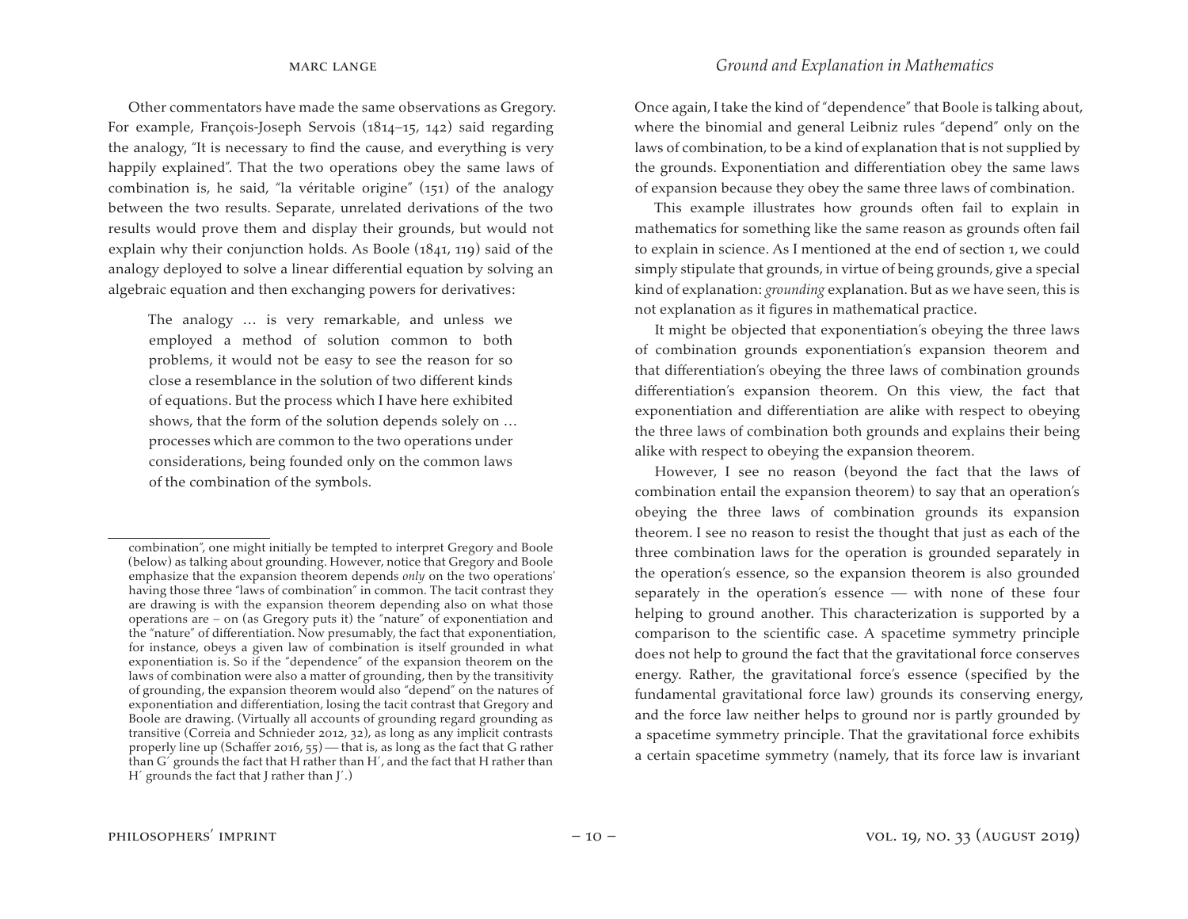Other commentators have made the same observations as Gregory. For example, François-Joseph Servois (1814–15, 142) said regarding the analogy, "It is necessary to find the cause, and everything is very happily explained". That the two operations obey the same laws of combination is, he said, "la véritable origine" (151) of the analogy between the two results. Separate, unrelated derivations of the two results would prove them and display their grounds, but would not explain why their conjunction holds. As Boole (1841, 119) said of the analogy deployed to solve a linear differential equation by solving an algebraic equation and then exchanging powers for derivatives:

> The analogy … is very remarkable, and unless we employed a method of solution common to both problems, it would not be easy to see the reason for so close a resemblance in the solution of two different kinds of equations. But the process which I have here exhibited shows, that the form of the solution depends solely on … processes which are common to the two operations under considerations, being founded only on the common laws of the combination of the symbols.

Once again, I take the kind of "dependence" that Boole is talking about, where the binomial and general Leibniz rules "depend" only on the laws of combination, to be a kind of explanation that is not supplied by the grounds. Exponentiation and differentiation obey the same laws of expansion because they obey the same three laws of combination.

This example illustrates how grounds often fail to explain in mathematics for something like the same reason as grounds often fail to explain in science. As I mentioned at the end of section 1, we could simply stipulate that grounds, in virtue of being grounds, give a special kind of explanation: *grounding* explanation. But as we have seen, this is not explanation as it figures in mathematical practice.

It might be objected that exponentiation's obeying the three laws of combination grounds exponentiation's expansion theorem and that differentiation's obeying the three laws of combination grounds differentiation's expansion theorem. On this view, the fact that exponentiation and differentiation are alike with respect to obeying the three laws of combination both grounds and explains their being alike with respect to obeying the expansion theorem.

However, I see no reason (beyond the fact that the laws of combination entail the expansion theorem) to say that an operation's obeying the three laws of combination grounds its expansion theorem. I see no reason to resist the thought that just as each of the three combination laws for the operation is grounded separately in the operation's essence, so the expansion theorem is also grounded separately in the operation's essence — with none of these four helping to ground another. This characterization is supported by a comparison to the scientific case. A spacetime symmetry principle does not help to ground the fact that the gravitational force conserves energy. Rather, the gravitational force's essence (specified by the fundamental gravitational force law) grounds its conserving energy, and the force law neither helps to ground nor is partly grounded by a spacetime symmetry principle. That the gravitational force exhibits a certain spacetime symmetry (namely, that its force law is invariant

---

combination", one might initially be tempted to interpret Gregory and Boole (below) as talking about grounding. However, notice that Gregory and Boole emphasize that the expansion theorem depends *only* on the two operations' having those three "laws of combination" in common. The tacit contrast they are drawing is with the expansion theorem depending also on what those operations are – on (as Gregory puts it) the "nature" of exponentiation and the "nature" of differentiation. Now presumably, the fact that exponentiation, for instance, obeys a given law of combination is itself grounded in what exponentiation is. So if the "dependence" of the expansion theorem on the laws of combination were also a matter of grounding, then by the transitivity of grounding, the expansion theorem would also "depend" on the natures of exponentiation and differentiation, losing the tacit contrast that Gregory and Boole are drawing. (Virtually all accounts of grounding regard grounding as transitive (Correia and Schnieder 2012, 32), as long as any implicit contrasts properly line up (Schaffer 2016, 55) — that is, as long as the fact that G rather than G′ grounds the fact that H rather than H′, and the fact that H rather than H′ grounds the fact that J rather than J′.)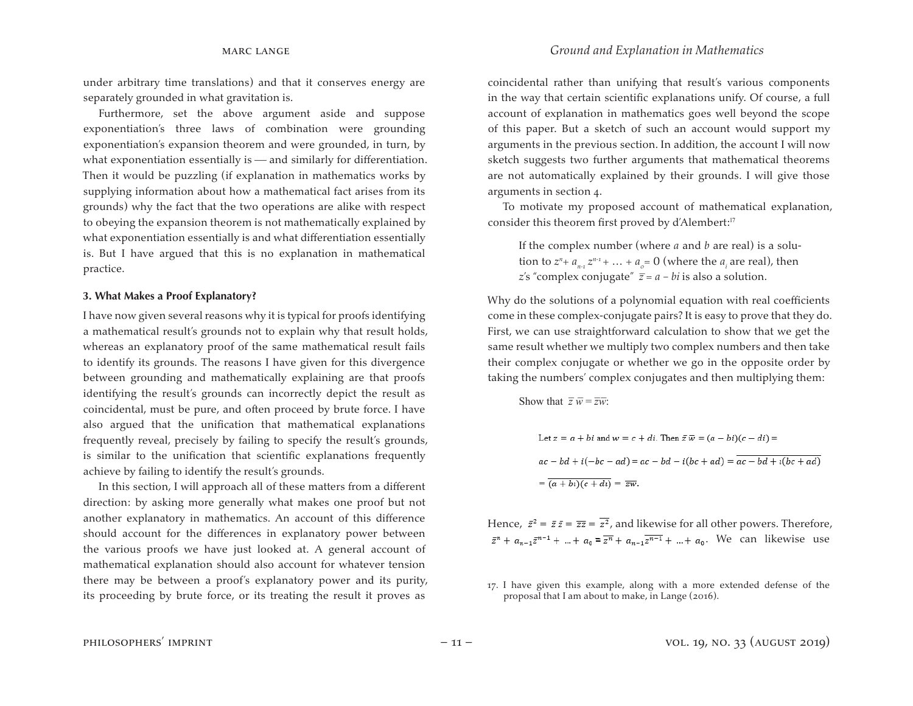under arbitrary time translations) and that it conserves energy are separately grounded in what gravitation is.

Furthermore, set the above argument aside and suppose exponentiation's three laws of combination were grounding exponentiation's expansion theorem and were grounded, in turn, by what exponentiation essentially is — and similarly for differentiation. Then it would be puzzling (if explanation in mathematics works by supplying information about how a mathematical fact arises from its grounds) why the fact that the two operations are alike with respect to obeying the expansion theorem is not mathematically explained by what exponentiation essentially is and what differentiation essentially is. But I have argued that this is no explanation in mathematical practice.

### 3. What Makes a Proof Explanatory?

I have now given several reasons why it is typical for proofs identifying a mathematical result's grounds not to explain why that result holds, whereas an explanatory proof of the same mathematical result fails to identify its grounds. The reasons I have given for this divergence between grounding and mathematically explaining are that proofs identifying the result's grounds can incorrectly depict the result as coincidental, must be pure, and often proceed by brute force. I have also argued that the unification that mathematical explanations frequently reveal, precisely by failing to specify the result's grounds, is similar to the unification that scientific explanations frequently achieve by failing to identify the result's grounds.

In this section, I will approach all of these matters from a different direction: by asking more generally what makes one proof but not another explanatory in mathematics. An account of this difference should account for the differences in explanatory power between the various proofs we have just looked at. A general account of mathematical explanation should also account for whatever tension there may be between a proof's explanatory power and its purity, its proceeding by brute force, or its treating the result it proves as coincidental rather than unifying that result's various components in the way that certain scientific explanations unify. Of course, a full account of explanation in mathematics goes well beyond the scope of this paper. But a sketch of such an account would support my arguments in the previous section. In addition, the account I will now sketch suggests two further arguments that mathematical theorems are not automatically explained by their grounds. I will give those arguments in section 4.

To motivate my proposed account of mathematical explanation, consider this theorem first proved by d'Alembert:[17]

> If the complex number (where $a$ and $b$ are real) is a solution to $z^n + a_{n-1} z^{n-1} + \ldots + a_0 = 0$ (where the $a_i$ are real), then $z$'s "complex conjugate" $\bar{z} = a - bi$ is also a solution.

Why do the solutions of a polynomial equation with real coefficients come in these complex-conjugate pairs? It is easy to prove that they do. First, we can use straightforward calculation to show that we get the same result whether we multiply two complex numbers and then take their complex conjugate or whether we go in the opposite order by taking the numbers' complex conjugates and then multiplying them:

> Show that $\bar{z}\,\bar{w} = \overline{zw}$:
>
> Let $z = a + bi$ and $w = c + di$. Then $\bar{z}\,\bar{w} = (a - bi)(c - di) =$
>
> $ac - bd + i(-bc - ad) = ac - bd - i(bc + ad) = \overline{ac - bd + i(bc + ad)}$
>
> $= \overline{(a + bi)(c + di)} = \overline{zw}.$

Hence, $\bar{z}^2 = \bar{z}\,\bar{z} = \overline{zz} = \overline{z^2}$, and likewise for all other powers. Therefore, $\bar{z}^n + a_{n-1}\bar{z}^{n-1} + \ldots + a_0 = \overline{z^n} + a_{n-1}\overline{z^{n-1}} + \ldots + a_0$. We can likewise use

17. I have given this example, along with a more extended defense of the proposal that I am about to make, in Lange (2016).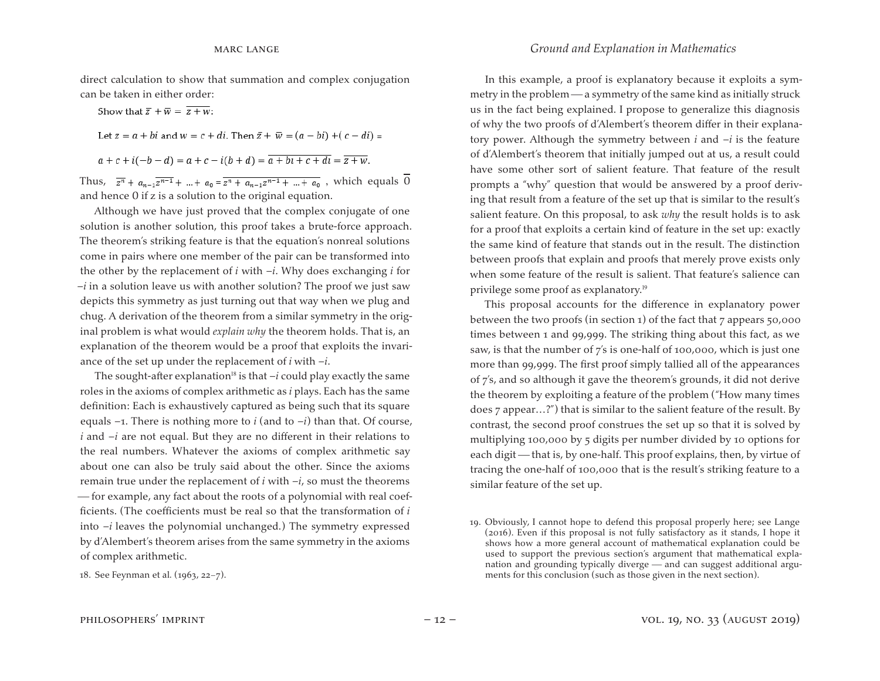direct calculation to show that summation and complex conjugation can be taken in either order:

Show that $\bar{z} + \bar{w} = \overline{z+w}$:

Let $z = a + bi$ and $w = c + di$. Then $\bar{z} + \bar{w} = (a - bi) + (c - di) =$

$a + c + i(-b - d) = a + c - i(b + d) = \overline{a + bi + c + di} = \overline{z + w}.$

Thus, $\overline{z^n} + a_{n-1}\overline{z^{n-1}} + \ldots + a_0 = \overline{z^n + a_{n-1}z^{n-1} + \ldots + a_0}$, which equals $\overline{0}$ and hence 0 if z is a solution to the original equation.

Although we have just proved that the complex conjugate of one solution is another solution, this proof takes a brute-force approach. The theorem's striking feature is that the equation's nonreal solutions come in pairs where one member of the pair can be transformed into the other by the replacement of $i$ with $-i$. Why does exchanging $i$ for $-i$ in a solution leave us with another solution? The proof we just saw depicts this symmetry as just turning out that way when we plug and chug. A derivation of the theorem from a similar symmetry in the original problem is what would *explain why* the theorem holds. That is, an explanation of the theorem would be a proof that exploits the invariance of the set up under the replacement of $i$ with $-i$.

The sought-after explanation[18] is that $-i$ could play exactly the same roles in the axioms of complex arithmetic as $i$ plays. Each has the same definition: Each is exhaustively captured as being such that its square equals −1. There is nothing more to $i$ (and to $-i$) than that. Of course, $i$ and $-i$ are not equal. But they are no different in their relations to the real numbers. Whatever the axioms of complex arithmetic say about one can also be truly said about the other. Since the axioms remain true under the replacement of $i$ with $-i$, so must the theorems — for example, any fact about the roots of a polynomial with real coefficients. (The coefficients must be real so that the transformation of $i$ into $-i$ leaves the polynomial unchanged.) The symmetry expressed by d'Alembert's theorem arises from the same symmetry in the axioms of complex arithmetic.

18. See Feynman et al. (1963, 22–7).

In this example, a proof is explanatory because it exploits a symmetry in the problem — a symmetry of the same kind as initially struck us in the fact being explained. I propose to generalize this diagnosis of why the two proofs of d'Alembert's theorem differ in their explanatory power. Although the symmetry between $i$ and $-i$ is the feature of d'Alembert's theorem that initially jumped out at us, a result could have some other sort of salient feature. That feature of the result prompts a "why" question that would be answered by a proof deriving that result from a feature of the set up that is similar to the result's salient feature. On this proposal, to ask *why* the result holds is to ask for a proof that exploits a certain kind of feature in the set up: exactly the same kind of feature that stands out in the result. The distinction between proofs that explain and proofs that merely prove exists only when some feature of the result is salient. That feature's salience can privilege some proof as explanatory.[19]

This proposal accounts for the difference in explanatory power between the two proofs (in section 1) of the fact that 7 appears 50,000 times between 1 and 99,999. The striking thing about this fact, as we saw, is that the number of 7's is one-half of 100,000, which is just one more than 99,999. The first proof simply tallied all of the appearances of 7's, and so although it gave the theorem's grounds, it did not derive the theorem by exploiting a feature of the problem ("How many times does 7 appear…?") that is similar to the salient feature of the result. By contrast, the second proof construes the set up so that it is solved by multiplying 100,000 by 5 digits per number divided by 10 options for each digit — that is, by one-half. This proof explains, then, by virtue of tracing the one-half of 100,000 that is the result's striking feature to a similar feature of the set up.

19. Obviously, I cannot hope to defend this proposal properly here; see Lange (2016). Even if this proposal is not fully satisfactory as it stands, I hope it shows how a more general account of mathematical explanation could be used to support the previous section's argument that mathematical explanation and grounding typically diverge — and can suggest additional arguments for this conclusion (such as those given in the next section).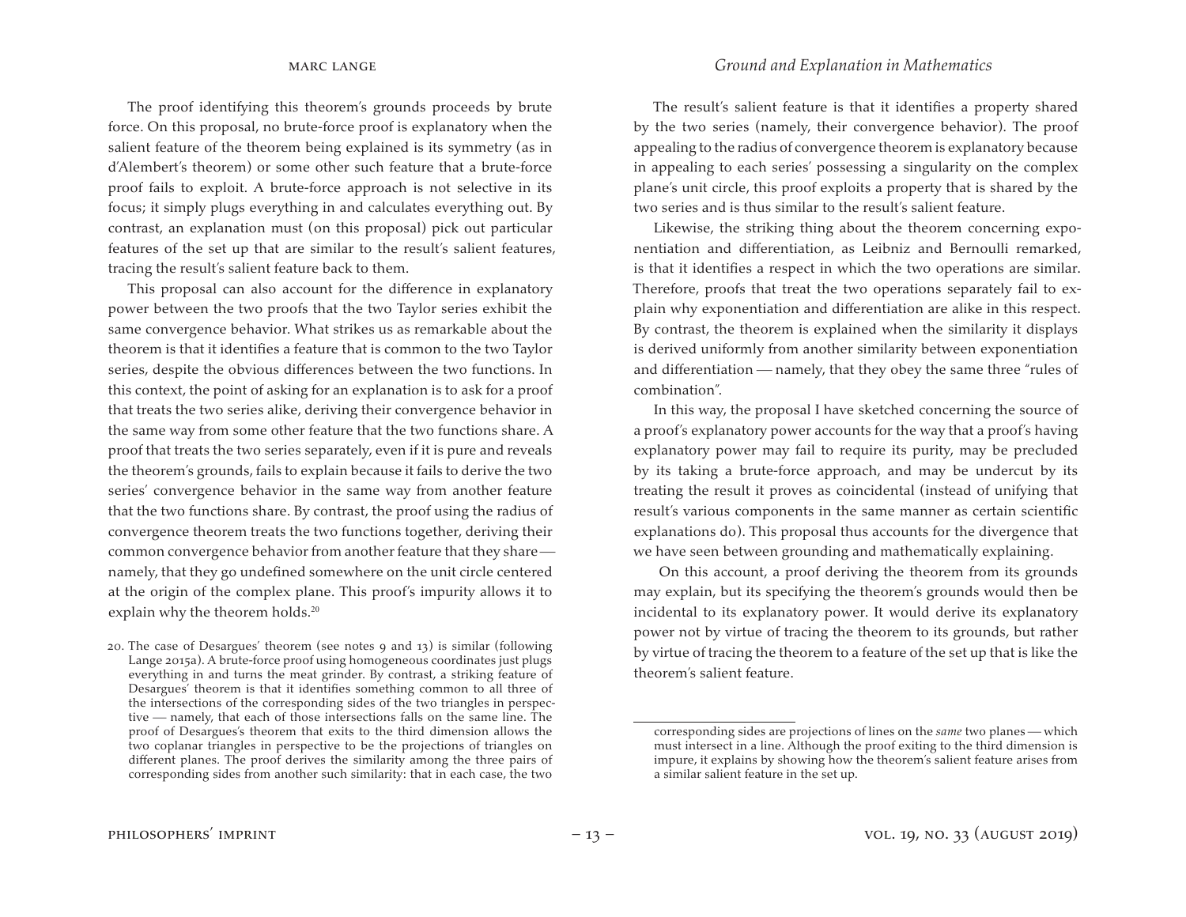The proof identifying this theorem's grounds proceeds by brute force. On this proposal, no brute-force proof is explanatory when the salient feature of the theorem being explained is its symmetry (as in d'Alembert's theorem) or some other such feature that a brute-force proof fails to exploit. A brute-force approach is not selective in its focus; it simply plugs everything in and calculates everything out. By contrast, an explanation must (on this proposal) pick out particular features of the set up that are similar to the result's salient features, tracing the result's salient feature back to them.

This proposal can also account for the difference in explanatory power between the two proofs that the two Taylor series exhibit the same convergence behavior. What strikes us as remarkable about the theorem is that it identifies a feature that is common to the two Taylor series, despite the obvious differences between the two functions. In this context, the point of asking for an explanation is to ask for a proof that treats the two series alike, deriving their convergence behavior in the same way from some other feature that the two functions share. A proof that treats the two series separately, even if it is pure and reveals the theorem's grounds, fails to explain because it fails to derive the two series' convergence behavior in the same way from another feature that the two functions share. By contrast, the proof using the radius of convergence theorem treats the two functions together, deriving their common convergence behavior from another feature that they share — namely, that they go undefined somewhere on the unit circle centered at the origin of the complex plane. This proof's impurity allows it to explain why the theorem holds.[20]

The result's salient feature is that it identifies a property shared by the two series (namely, their convergence behavior). The proof appealing to the radius of convergence theorem is explanatory because in appealing to each series' possessing a singularity on the complex plane's unit circle, this proof exploits a property that is shared by the two series and is thus similar to the result's salient feature.

Likewise, the striking thing about the theorem concerning exponentiation and differentiation, as Leibniz and Bernoulli remarked, is that it identifies a respect in which the two operations are similar. Therefore, proofs that treat the two operations separately fail to explain why exponentiation and differentiation are alike in this respect. By contrast, the theorem is explained when the similarity it displays is derived uniformly from another similarity between exponentiation and differentiation — namely, that they obey the same three "rules of combination".

In this way, the proposal I have sketched concerning the source of a proof's explanatory power accounts for the way that a proof's having explanatory power may fail to require its purity, may be precluded by its taking a brute-force approach, and may be undercut by its treating the result it proves as coincidental (instead of unifying that result's various components in the same manner as certain scientific explanations do). This proposal thus accounts for the divergence that we have seen between grounding and mathematically explaining.

On this account, a proof deriving the theorem from its grounds may explain, but its specifying the theorem's grounds would then be incidental to its explanatory power. It would derive its explanatory power not by virtue of tracing the theorem to its grounds, but rather by virtue of tracing the theorem to a feature of the set up that is like the theorem's salient feature.

20. The case of Desargues' theorem (see notes 9 and 13) is similar (following Lange 2015a). A brute-force proof using homogeneous coordinates just plugs everything in and turns the meat grinder. By contrast, a striking feature of Desargues' theorem is that it identifies something common to all three of the intersections of the corresponding sides of the two triangles in perspective — namely, that each of those intersections falls on the same line. The proof of Desargues's theorem that exits to the third dimension allows the two coplanar triangles in perspective to be the projections of triangles on different planes. The proof derives the similarity among the three pairs of corresponding sides from another such similarity: that in each case, the two corresponding sides are projections of lines on the *same* two planes — which must intersect in a line. Although the proof exiting to the third dimension is impure, it explains by showing how the theorem's salient feature arises from a similar salient feature in the set up.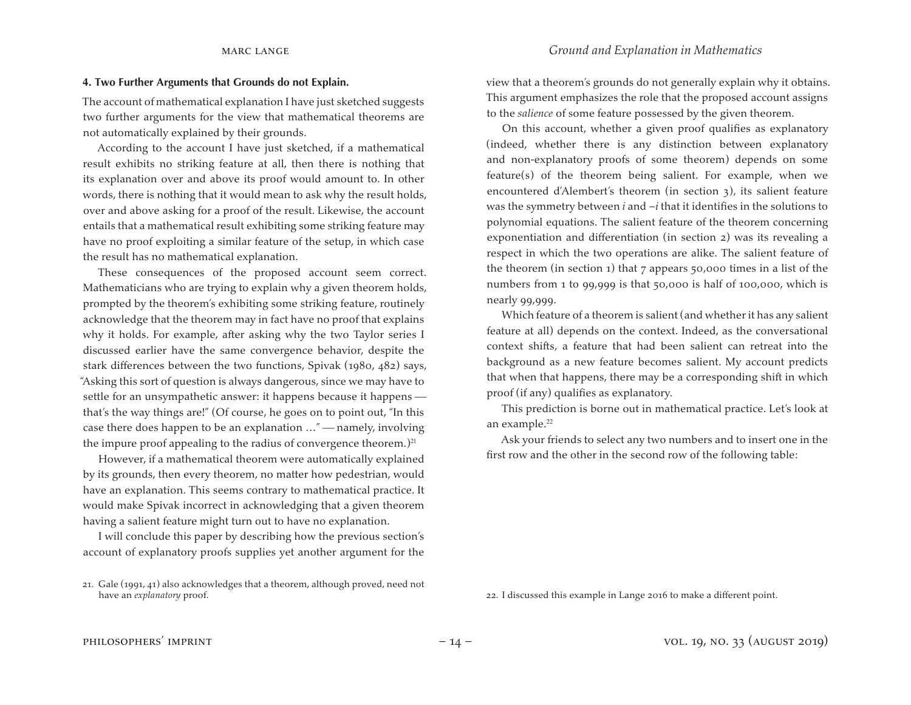### 4. Two Further Arguments that Grounds do not Explain.

The account of mathematical explanation I have just sketched suggests two further arguments for the view that mathematical theorems are not automatically explained by their grounds.

According to the account I have just sketched, if a mathematical result exhibits no striking feature at all, then there is nothing that its explanation over and above its proof would amount to. In other words, there is nothing that it would mean to ask why the result holds, over and above asking for a proof of the result. Likewise, the account entails that a mathematical result exhibiting some striking feature may have no proof exploiting a similar feature of the setup, in which case the result has no mathematical explanation.

These consequences of the proposed account seem correct. Mathematicians who are trying to explain why a given theorem holds, prompted by the theorem's exhibiting some striking feature, routinely acknowledge that the theorem may in fact have no proof that explains why it holds. For example, after asking why the two Taylor series I discussed earlier have the same convergence behavior, despite the stark differences between the two functions, Spivak (1980, 482) says, "Asking this sort of question is always dangerous, since we may have to settle for an unsympathetic answer: it happens because it happens — that's the way things are!" (Of course, he goes on to point out, "In this case there does happen to be an explanation …" — namely, involving the impure proof appealing to the radius of convergence theorem.)[21]

However, if a mathematical theorem were automatically explained by its grounds, then every theorem, no matter how pedestrian, would have an explanation. This seems contrary to mathematical practice. It would make Spivak incorrect in acknowledging that a given theorem having a salient feature might turn out to have no explanation.

I will conclude this paper by describing how the previous section's account of explanatory proofs supplies yet another argument for the view that a theorem's grounds do not generally explain why it obtains. This argument emphasizes the role that the proposed account assigns to the *salience* of some feature possessed by the given theorem.

On this account, whether a given proof qualifies as explanatory (indeed, whether there is any distinction between explanatory and non-explanatory proofs of some theorem) depends on some feature(s) of the theorem being salient. For example, when we encountered d'Alembert's theorem (in section 3), its salient feature was the symmetry between $i$ and $-i$ that it identifies in the solutions to polynomial equations. The salient feature of the theorem concerning exponentiation and differentiation (in section 2) was its revealing a respect in which the two operations are alike. The salient feature of the theorem (in section 1) that 7 appears 50,000 times in a list of the numbers from 1 to 99,999 is that 50,000 is half of 100,000, which is nearly 99,999.

Which feature of a theorem is salient (and whether it has any salient feature at all) depends on the context. Indeed, as the conversational context shifts, a feature that had been salient can retreat into the background as a new feature becomes salient. My account predicts that when that happens, there may be a corresponding shift in which proof (if any) qualifies as explanatory.

This prediction is borne out in mathematical practice. Let's look at an example.[22]

Ask your friends to select any two numbers and to insert one in the first row and the other in the second row of the following table:

21. Gale (1991, 41) also acknowledges that a theorem, although proved, need not have an *explanatory* proof.

22. I discussed this example in Lange 2016 to make a different point.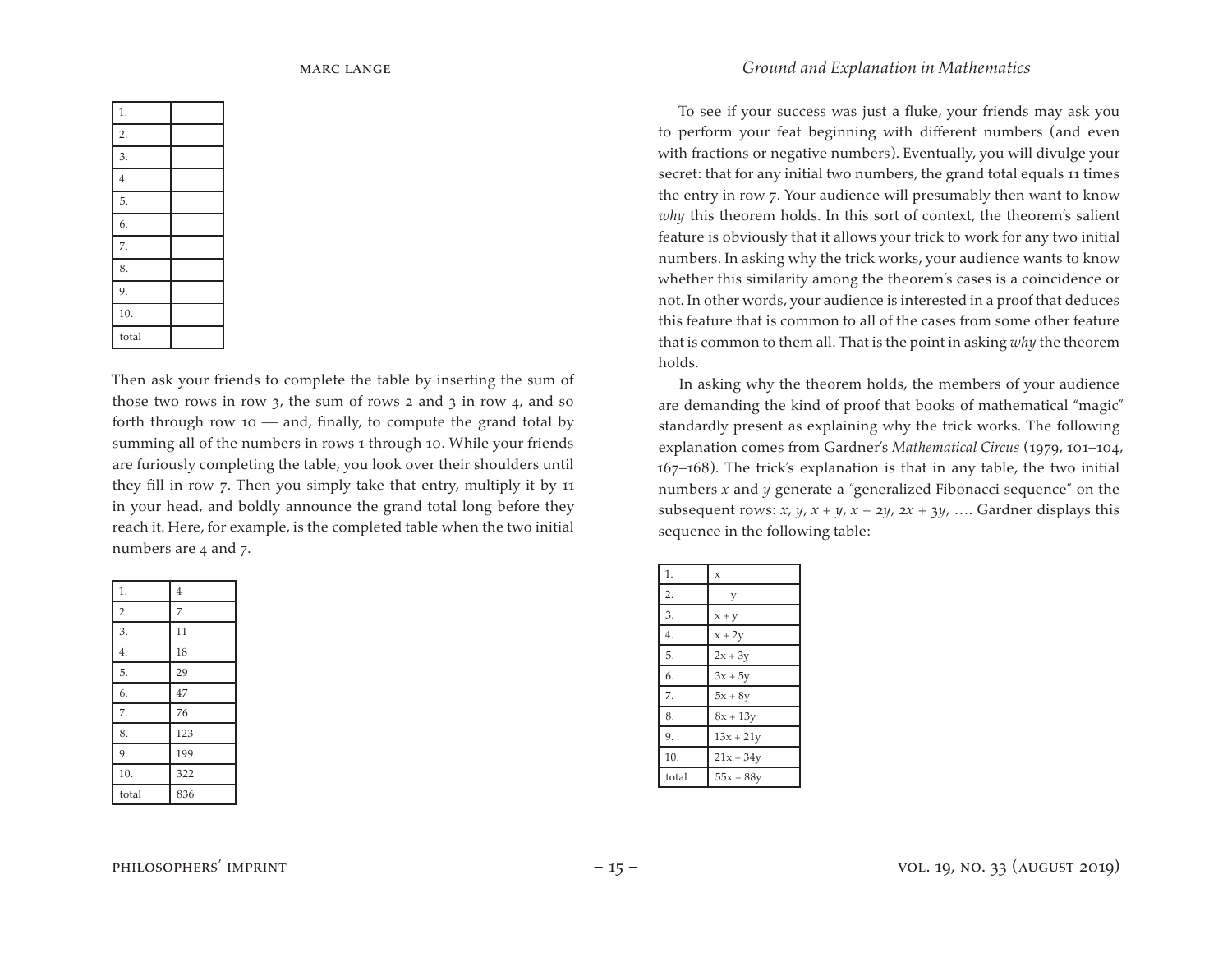| 1. | |
|---|---|
| 2. | |
| 3. | |
| 4. | |
| 5. | |
| 6. | |
| 7. | |
| 8. | |
| 9. | |
| 10. | |
| total | |

Then ask your friends to complete the table by inserting the sum of those two rows in row 3, the sum of rows 2 and 3 in row 4, and so forth through row 10 — and, finally, to compute the grand total by summing all of the numbers in rows 1 through 10. While your friends are furiously completing the table, you look over their shoulders until they fill in row 7. Then you simply take that entry, multiply it by 11 in your head, and boldly announce the grand total long before they reach it. Here, for example, is the completed table when the two initial numbers are 4 and 7.

| 1. | 4 |
|---|---|
| 2. | 7 |
| 3. | 11 |
| 4. | 18 |
| 5. | 29 |
| 6. | 47 |
| 7. | 76 |
| 8. | 123 |
| 9. | 199 |
| 10. | 322 |
| total | 836 |

To see if your success was just a fluke, your friends may ask you to perform your feat beginning with different numbers (and even with fractions or negative numbers). Eventually, you will divulge your secret: that for any initial two numbers, the grand total equals 11 times the entry in row 7. Your audience will presumably then want to know *why* this theorem holds. In this sort of context, the theorem's salient feature is obviously that it allows your trick to work for any two initial numbers. In asking why the trick works, your audience wants to know whether this similarity among the theorem's cases is a coincidence or not. In other words, your audience is interested in a proof that deduces this feature that is common to all of the cases from some other feature that is common to them all. That is the point in asking *why* the theorem holds.

In asking why the theorem holds, the members of your audience are demanding the kind of proof that books of mathematical "magic" standardly present as explaining why the trick works. The following explanation comes from Gardner's *Mathematical Circus* (1979, 101–104, 167–168). The trick's explanation is that in any table, the two initial numbers $x$ and $y$ generate a "generalized Fibonacci sequence" on the subsequent rows: $x$, $y$, $x + y$, $x + 2y$, $2x + 3y$, …. Gardner displays this sequence in the following table:

| 1. | $x$ |
|---|---|
| 2. | $y$ |
| 3. | $x + y$ |
| 4. | $x + 2y$ |
| 5. | $2x + 3y$ |
| 6. | $3x + 5y$ |
| 7. | $5x + 8y$ |
| 8. | $8x + 13y$ |
| 9. | $13x + 21y$ |
| 10. | $21x + 34y$ |
| total | $55x + 88y$ |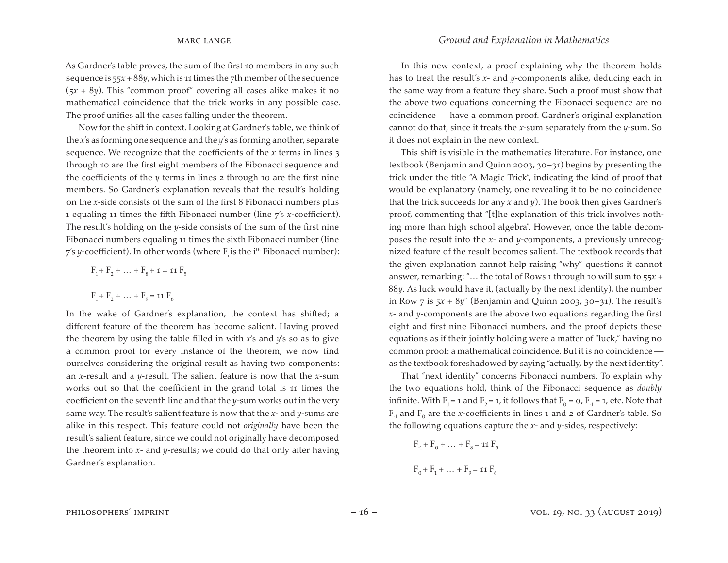As Gardner's table proves, the sum of the first 10 members in any such sequence is $55x + 88y$, which is 11 times the 7th member of the sequence ($5x + 8y$). This "common proof" covering all cases alike makes it no mathematical coincidence that the trick works in any possible case. The proof unifies all the cases falling under the theorem.

Now for the shift in context. Looking at Gardner's table, we think of the $x$'s as forming one sequence and the $y$'s as forming another, separate sequence. We recognize that the coefficients of the $x$ terms in lines 3 through 10 are the first eight members of the Fibonacci sequence and the coefficients of the $y$ terms in lines 2 through 10 are the first nine members. So Gardner's explanation reveals that the result's holding on the $x$-side consists of the sum of the first 8 Fibonacci numbers plus 1 equaling 11 times the fifth Fibonacci number (line 7's $x$-coefficient). The result's holding on the $y$-side consists of the sum of the first nine Fibonacci numbers equaling 11 times the sixth Fibonacci number (line 7's $y$-coefficient). In other words (where $F_i$ is the $i^{th}$ Fibonacci number):

$$F_1 + F_2 + \ldots + F_8 + 1 = 11\, F_5$$

$$F_1 + F_2 + \ldots + F_9 = 11\, F_6$$

In the wake of Gardner's explanation, the context has shifted; a different feature of the theorem has become salient. Having proved the theorem by using the table filled in with $x$'s and $y$'s so as to give a common proof for every instance of the theorem, we now find ourselves considering the original result as having two components: an $x$-result and a $y$-result. The salient feature is now that the $x$-sum works out so that the coefficient in the grand total is 11 times the coefficient on the seventh line and that the $y$-sum works out in the very same way. The result's salient feature is now that the $x$- and $y$-sums are alike in this respect. This feature could not *originally* have been the result's salient feature, since we could not originally have decomposed the theorem into $x$- and $y$-results; we could do that only after having Gardner's explanation.

In this new context, a proof explaining why the theorem holds has to treat the result's $x$- and $y$-components alike, deducing each in the same way from a feature they share. Such a proof must show that the above two equations concerning the Fibonacci sequence are no coincidence — have a common proof. Gardner's original explanation cannot do that, since it treats the $x$-sum separately from the $y$-sum. So it does not explain in the new context.

This shift is visible in the mathematics literature. For instance, one textbook (Benjamin and Quinn 2003, 30–31) begins by presenting the trick under the title "A Magic Trick", indicating the kind of proof that would be explanatory (namely, one revealing it to be no coincidence that the trick succeeds for any $x$ and $y$). The book then gives Gardner's proof, commenting that "[t]he explanation of this trick involves nothing more than high school algebra". However, once the table decomposes the result into the $x$- and $y$-components, a previously unrecognized feature of the result becomes salient. The textbook records that the given explanation cannot help raising "why" questions it cannot answer, remarking: "… the total of Rows 1 through 10 will sum to $55x + 88y$. As luck would have it, (actually by the next identity), the number in Row 7 is $5x + 8y$" (Benjamin and Quinn 2003, 30–31). The result's $x$- and $y$-components are the above two equations regarding the first eight and first nine Fibonacci numbers, and the proof depicts these equations as if their jointly holding were a matter of "luck," having no common proof: a mathematical coincidence. But it is no coincidence — as the textbook foreshadowed by saying "actually, by the next identity".

That "next identity" concerns Fibonacci numbers. To explain why the two equations hold, think of the Fibonacci sequence as *doubly* infinite. With $F_1 = 1$ and $F_2 = 1$, it follows that $F_0 = 0$, $F_{-1} = 1$, etc. Note that $F_{-1}$ and $F_0$ are the $x$-coefficients in lines 1 and 2 of Gardner's table. So the following equations capture the $x$- and $y$-sides, respectively:

$$F_{-1} + F_0 + \ldots + F_8 = 11\, F_5$$

$$F_0 + F_1 + \ldots + F_9 = 11\, F_6$$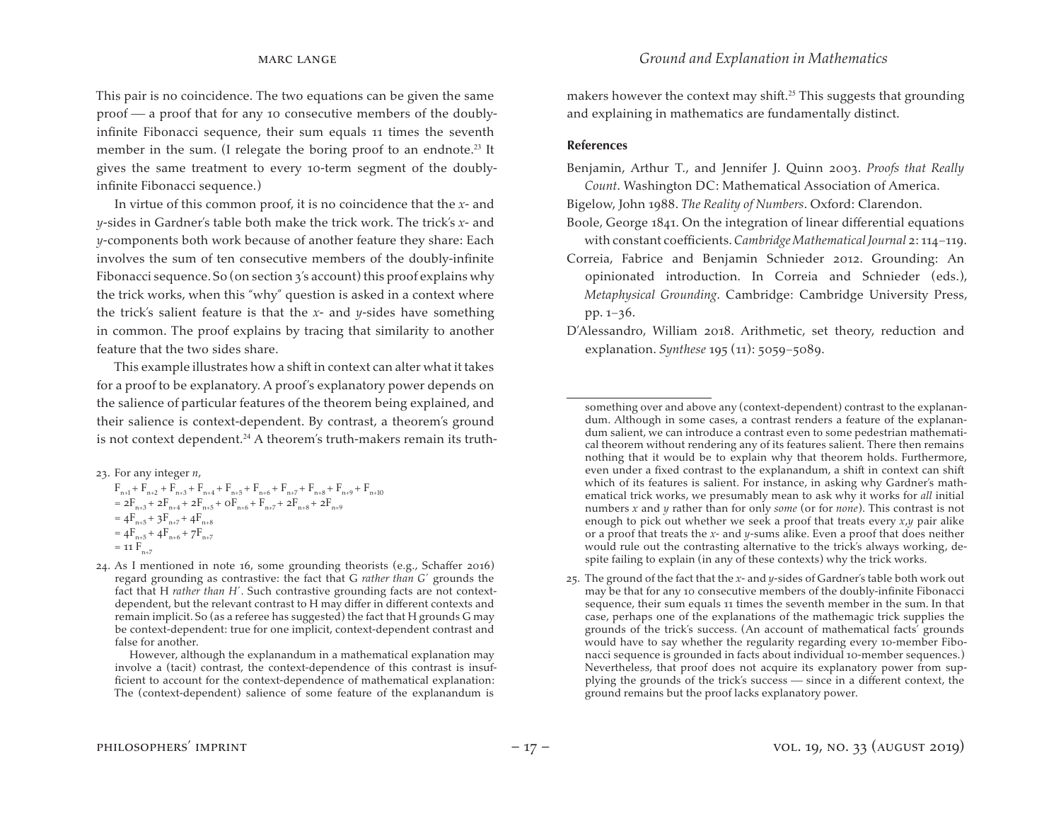This pair is no coincidence. The two equations can be given the same proof — a proof that for any 10 consecutive members of the doubly-infinite Fibonacci sequence, their sum equals 11 times the seventh member in the sum. (I relegate the boring proof to an endnote.[23] It gives the same treatment to every 10-term segment of the doubly-infinite Fibonacci sequence.)

In virtue of this common proof, it is no coincidence that the *x*- and *y*-sides in Gardner's table both make the trick work. The trick's *x*- and *y*-components both work because of another feature they share: Each involves the sum of ten consecutive members of the doubly-infinite Fibonacci sequence. So (on section 3's account) this proof explains why the trick works, when this "why" question is asked in a context where the trick's salient feature is that the *x*- and *y*-sides have something in common. The proof explains by tracing that similarity to another feature that the two sides share.

This example illustrates how a shift in context can alter what it takes for a proof to be explanatory. A proof's explanatory power depends on the salience of particular features of the theorem being explained, and their salience is context-dependent. By contrast, a theorem's ground is not context dependent.[24] A theorem's truth-makers remain its truth-makers however the context may shift.[25] This suggests that grounding and explaining in mathematics are fundamentally distinct.

### References

Benjamin, Arthur T., and Jennifer J. Quinn 2003. *Proofs that Really Count*. Washington DC: Mathematical Association of America.

Bigelow, John 1988. *The Reality of Numbers*. Oxford: Clarendon.

Boole, George 1841. On the integration of linear differential equations with constant coefficients. *Cambridge Mathematical Journal* 2: 114–119.

Correia, Fabrice and Benjamin Schnieder 2012. Grounding: An opinionated introduction. In Correia and Schnieder (eds.), *Metaphysical Grounding*. Cambridge: Cambridge University Press, pp. 1–36.

D'Alessandro, William 2018. Arithmetic, set theory, reduction and explanation. *Synthese* 195 (11): 5059–5089.

---

23. For any integer *n*,

$$
\begin{aligned}
&F_{n+1} + F_{n+2} + F_{n+3} + F_{n+4} + F_{n+5} + F_{n+6} + F_{n+7} + F_{n+8} + F_{n+9} + F_{n+10} \\
&= 2F_{n+3} + 2F_{n+4} + 2F_{n+5} + 0F_{n+6} + F_{n+7} + 2F_{n+8} + 2F_{n+9} \\
&= 4F_{n+5} + 3F_{n+7} + 4F_{n+8} \\
&= 4F_{n+5} + 4F_{n+6} + 7F_{n+7} \\
&= 11\, F_{n+7}
\end{aligned}
$$

24. As I mentioned in note 16, some grounding theorists (e.g., Schaffer 2016) regard grounding as contrastive: the fact that G *rather than G′* grounds the fact that H *rather than H′*. Such contrastive grounding facts are not context-dependent, but the relevant contrast to H may differ in different contexts and remain implicit. So (as a referee has suggested) the fact that H grounds G may be context-dependent: true for one implicit, context-dependent contrast and false for another.

    However, although the explanandum in a mathematical explanation may involve a (tacit) contrast, the context-dependence of this contrast is insufficient to account for the context-dependence of mathematical explanation: The (context-dependent) salience of some feature of the explanandum is something over and above any (context-dependent) contrast to the explanandum. Although in some cases, a contrast renders a feature of the explanandum salient, we can introduce a contrast even to some pedestrian mathematical theorem without rendering any of its features salient. There then remains nothing that it would be to explain why that theorem holds. Furthermore, even under a fixed contrast to the explanandum, a shift in context can shift which of its features is salient. For instance, in asking why Gardner's mathematical trick works, we presumably mean to ask why it works for *all* initial numbers *x* and *y* rather than for only *some* (or for *none*). This contrast is not enough to pick out whether we seek a proof that treats every *x*,*y* pair alike or a proof that treats the *x*- and *y*-sums alike. Even a proof that does neither would rule out the contrasting alternative to the trick's always working, despite failing to explain (in any of these contexts) why the trick works.

25. The ground of the fact that the *x*- and *y*-sides of Gardner's table both work out may be that for any 10 consecutive members of the doubly-infinite Fibonacci sequence, their sum equals 11 times the seventh member in the sum. In that case, perhaps one of the explanations of the mathemagic trick supplies the grounds of the trick's success. (An account of mathematical facts' grounds would have to say whether the regularity regarding every 10-member Fibonacci sequence is grounded in facts about individual 10-member sequences.) Nevertheless, that proof does not acquire its explanatory power from supplying the grounds of the trick's success — since in a different context, the ground remains but the proof lacks explanatory power.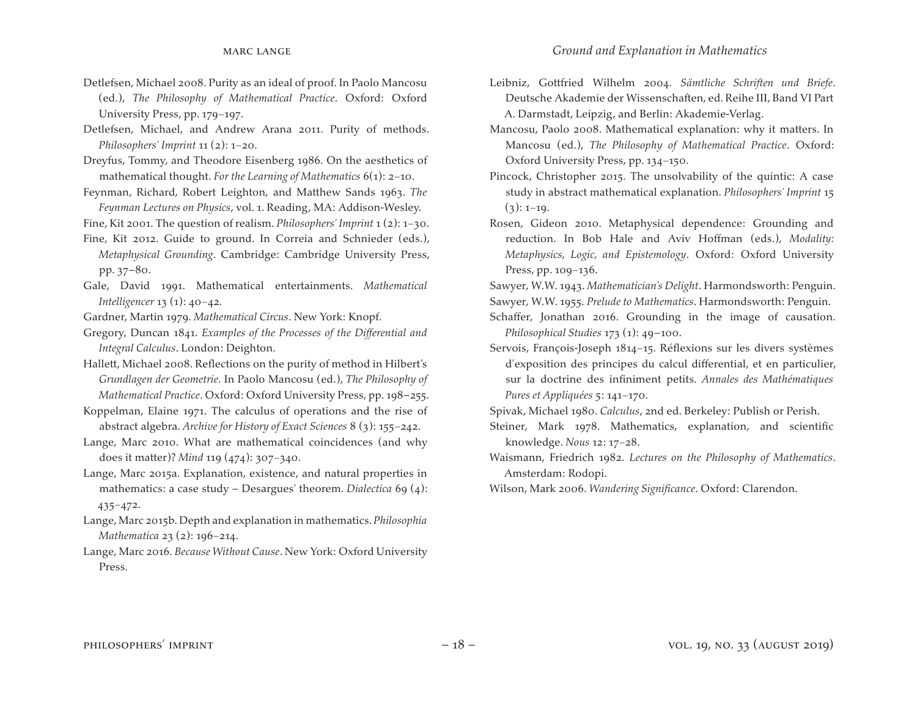Detlefsen, Michael 2008. Purity as an ideal of proof. In Paolo Mancosu (ed.), *The Philosophy of Mathematical Practice*. Oxford: Oxford University Press, pp. 179–197.

Detlefsen, Michael, and Andrew Arana 2011. Purity of methods. *Philosophers' Imprint* 11 (2): 1–20.

Dreyfus, Tommy, and Theodore Eisenberg 1986. On the aesthetics of mathematical thought. *For the Learning of Mathematics* 6(1): 2–10.

Feynman, Richard, Robert Leighton, and Matthew Sands 1963. *The Feynman Lectures on Physics*, vol. 1. Reading, MA: Addison-Wesley.

Fine, Kit 2001. The question of realism. *Philosophers' Imprint* 1 (2): 1–30.

Fine, Kit 2012. Guide to ground. In Correia and Schnieder (eds.), *Metaphysical Grounding*. Cambridge: Cambridge University Press, pp. 37–80.

Gale, David 1991. Mathematical entertainments. *Mathematical Intelligencer* 13 (1): 40–42.

Gardner, Martin 1979. *Mathematical Circus*. New York: Knopf.

Gregory, Duncan 1841. *Examples of the Processes of the Differential and Integral Calculus*. London: Deighton.

Hallett, Michael 2008. Reflections on the purity of method in Hilbert's *Grundlagen der Geometrie*. In Paolo Mancosu (ed.), *The Philosophy of Mathematical Practice*. Oxford: Oxford University Press, pp. 198–255.

Koppelman, Elaine 1971. The calculus of operations and the rise of abstract algebra. *Archive for History of Exact Sciences* 8 (3): 155–242.

Lange, Marc 2010. What are mathematical coincidences (and why does it matter)? *Mind* 119 (474): 307–340.

Lange, Marc 2015a. Explanation, existence, and natural properties in mathematics: a case study – Desargues' theorem. *Dialectica* 69 (4): 435–472.

Lange, Marc 2015b. Depth and explanation in mathematics. *Philosophia Mathematica* 23 (2): 196–214.

Lange, Marc 2016. *Because Without Cause*. New York: Oxford University Press.

Leibniz, Gottfried Wilhelm 2004. *Sämtliche Schriften und Briefe*. Deutsche Akademie der Wissenschaften, ed. Reihe III, Band VI Part A. Darmstadt, Leipzig, and Berlin: Akademie-Verlag.

Mancosu, Paolo 2008. Mathematical explanation: why it matters. In Mancosu (ed.), *The Philosophy of Mathematical Practice*. Oxford: Oxford University Press, pp. 134–150.

Pincock, Christopher 2015. The unsolvability of the quintic: A case study in abstract mathematical explanation. *Philosophers' Imprint* 15 (3): 1–19.

Rosen, Gideon 2010. Metaphysical dependence: Grounding and reduction. In Bob Hale and Aviv Hoffman (eds.), *Modality: Metaphysics, Logic, and Epistemology*. Oxford: Oxford University Press, pp. 109–136.

Sawyer, W.W. 1943. *Mathematician's Delight*. Harmondsworth: Penguin.

Sawyer, W.W. 1955. *Prelude to Mathematics*. Harmondsworth: Penguin.

Schaffer, Jonathan 2016. Grounding in the image of causation. *Philosophical Studies* 173 (1): 49–100.

Servois, François-Joseph 1814–15. Réflexions sur les divers systèmes d'exposition des principes du calcul differential, et en particulier, sur la doctrine des infiniment petits. *Annales des Mathématiques Pures et Appliquées* 5: 141–170.

Spivak, Michael 1980. *Calculus*, 2nd ed. Berkeley: Publish or Perish.

Steiner, Mark 1978. Mathematics, explanation, and scientific knowledge. *Nous* 12: 17–28.

Waismann, Friedrich 1982. *Lectures on the Philosophy of Mathematics*. Amsterdam: Rodopi.

Wilson, Mark 2006. *Wandering Significance*. Oxford: Clarendon.